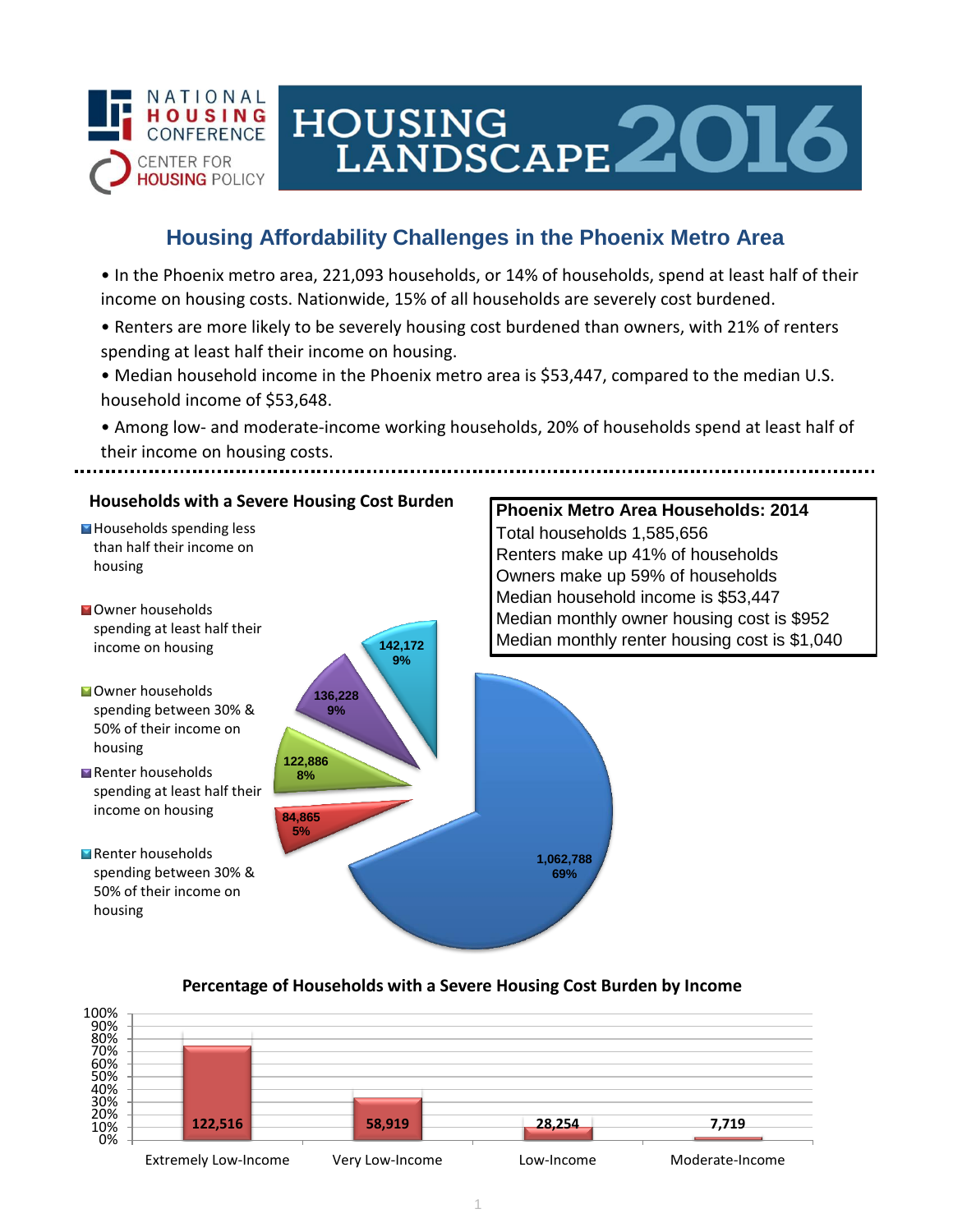NATIONAL HOUSING CONFERENCE
CENTER FOR HOUSING POLICY

# HOUSING LANDSCAPE 2016

## Housing Affordability Challenges in the Phoenix Metro Area

- In the Phoenix metro area, 221,093 households, or 14% of households, spend at least half of their income on housing costs. Nationwide, 15% of all households are severely cost burdened.
- Renters are more likely to be severely housing cost burdened than owners, with 21% of renters spending at least half their income on housing.
- Median household income in the Phoenix metro area is $53,447, compared to the median U.S. household income of $53,648.
- Among low- and moderate-income working households, 20% of households spend at least half of their income on housing costs.

### Households with a Severe Housing Cost Burden

| Category | Households | Percent |
|---|---|---|
| Households spending less than half their income on housing | 1,062,788 | 69% |
| Owner households spending at least half their income on housing | 84,865 | 5% |
| Owner households spending between 30% & 50% of their income on housing | 122,886 | 8% |
| Renter households spending at least half their income on housing | 136,228 | 9% |
| Renter households spending between 30% & 50% of their income on housing | 142,172 | 9% |

### Phoenix Metro Area Households: 2014

Total households 1,585,656
Renters make up 41% of households
Owners make up 59% of households
Median household income is $53,447
Median monthly owner housing cost is $952
Median monthly renter housing cost is $1,040

### Percentage of Households with a Severe Housing Cost Burden by Income

| Income Level | Households |
|---|---|
| Extremely Low-Income | 122,516 |
| Very Low-Income | 58,919 |
| Low-Income | 28,254 |
| Moderate-Income | 7,719 |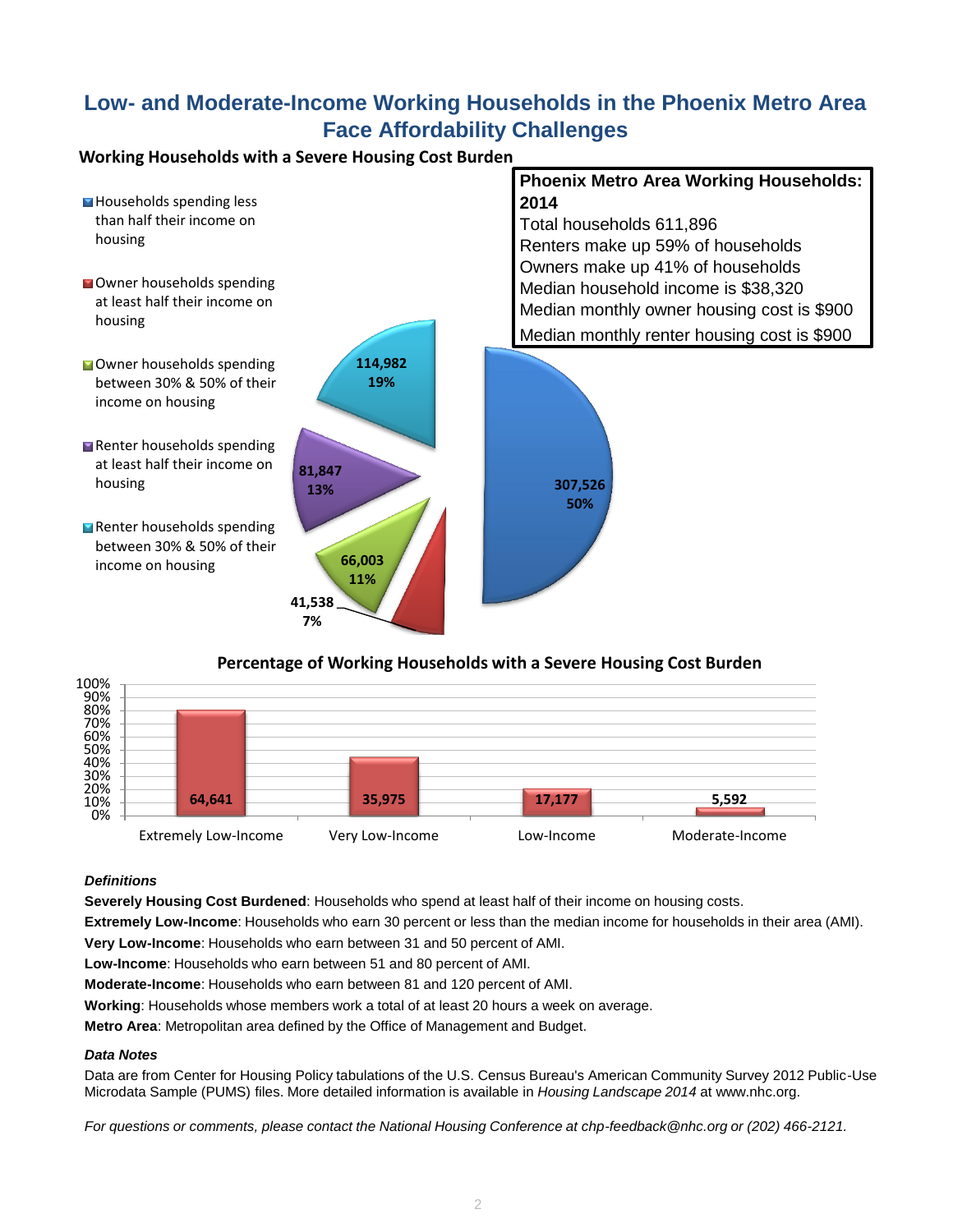# Low- and Moderate-Income Working Households in the Phoenix Metro Area Face Affordability Challenges

## Working Households with a Severe Housing Cost Burden

Households spending less than half their income on housing

Owner households spending at least half their income on housing

Owner households spending between 30% & 50% of their income on housing

Renter households spending at least half their income on housing

Renter households spending between 30% & 50% of their income on housing

114,982
19%

81,847
13%

66,003
11%

41,538
7%

307,526
50%

**Phoenix Metro Area Working Households: 2014**

Total households 611,896

Renters make up 59% of households

Owners make up 41% of households

Median household income is $38,320

Median monthly owner housing cost is $900

Median monthly renter housing cost is $900

## Percentage of Working Households with a Severe Housing Cost Burden

100%
90%
80%
70%
60%
50%
40%
30%
20%
10%
0%

64,641
35,975
17,177
5,592

Extremely Low-Income
Very Low-Income
Low-Income
Moderate-Income

***Definitions***

**Severely Housing Cost Burdened**: Households who spend at least half of their income on housing costs.

**Extremely Low-Income**: Households who earn 30 percent or less than the median income for households in their area (AMI).

**Very Low-Income**: Households who earn between 31 and 50 percent of AMI.

**Low-Income**: Households who earn between 51 and 80 percent of AMI.

**Moderate-Income**: Households who earn between 81 and 120 percent of AMI.

**Working**: Households whose members work a total of at least 20 hours a week on average.

**Metro Area**: Metropolitan area defined by the Office of Management and Budget.

***Data Notes***

Data are from Center for Housing Policy tabulations of the U.S. Census Bureau's American Community Survey 2012 Public-Use Microdata Sample (PUMS) files. More detailed information is available in *Housing Landscape 2014* at www.nhc.org.

*For questions or comments, please contact the National Housing Conference at chp-feedback@nhc.org or (202) 466-2121.*